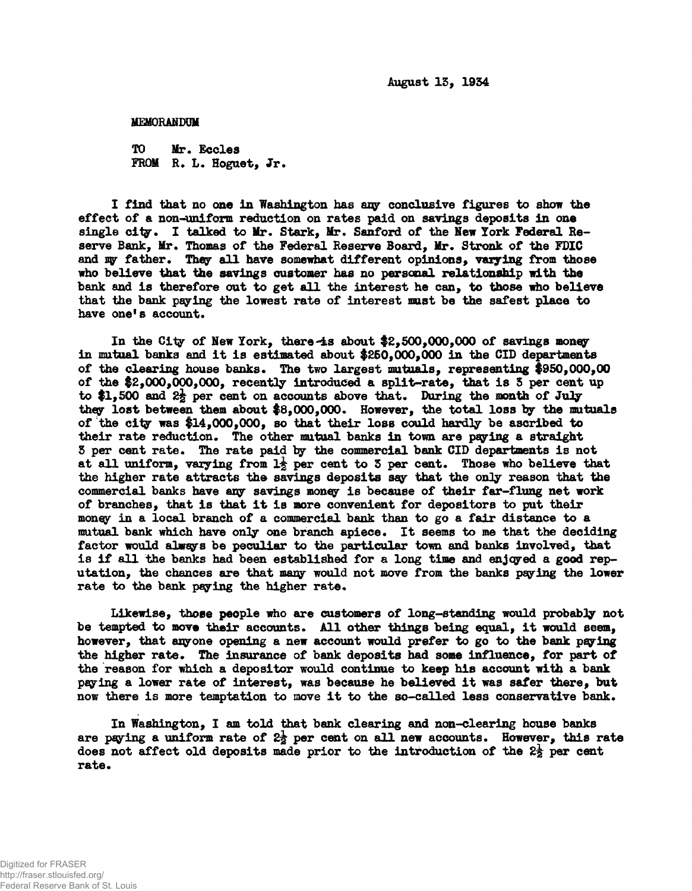August 13, 1934

MEMORANDUM

TO Mr. Eccles
FROM R. L. Hoguet, Jr.

I find that no one in Washington has any conclusive figures to show the effect of a non-uniform reduction on rates paid on savings deposits in one single city. I talked to Mr. Stark, Mr. Sanford of the New York Federal Reserve Bank, Mr. Thomas of the Federal Reserve Board, Mr. Stronk of the FDIC and my father. They all have somewhat different opinions, varying from those who believe that the savings customer has no personal relationship with the bank and is therefore out to get all the interest he can, to those who believe that the bank paying the lowest rate of interest must be the safest place to have one's account.

In the City of New York, there is about \$2,500,000,000 of savings money in mutual banks and it is estimated about \$250,000,000 in the CID departments of the clearing house banks. The two largest mutuals, representing \$950,000,00 of the \$2,000,000,000, recently introduced a split-rate, that is 3 per cent up to \$1,500 and 2½ per cent on accounts above that. During the month of July they lost between them about \$8,000,000. However, the total loss by the mutuals of the city was \$14,000,000, so that their loss could hardly be ascribed to their rate reduction. The other mutual banks in town are paying a straight 3 per cent rate. The rate paid by the commercial bank CID departments is not at all uniform, varying from 1½ per cent to 3 per cent. Those who believe that the higher rate attracts the savings deposits say that the only reason that the commercial banks have any savings money is because of their far-flung net work of branches, that is that it is more convenient for depositors to put their money in a local branch of a commercial bank than to go a fair distance to a mutual bank which have only one branch apiece. It seems to me that the deciding factor would always be peculiar to the particular town and banks involved, that is if all the banks had been established for a long time and enjoyed a good reputation, the chances are that many would not move from the banks paying the lower rate to the bank paying the higher rate.

Likewise, those people who are customers of long-standing would probably not be tempted to move their accounts. All other things being equal, it would seem, however, that anyone opening a new account would prefer to go to the bank paying the higher rate. The insurance of bank deposits had some influence, for part of the reason for which a depositor would continue to keep his account with a bank paying a lower rate of interest, was because he believed it was safer there, but now there is more temptation to move it to the so-called less conservative bank.

In Washington, I am told that bank clearing and non-clearing house banks are paying a uniform rate of 2½ per cent on all new accounts. However, this rate does not affect old deposits made prior to the introduction of the 2½ per cent rate.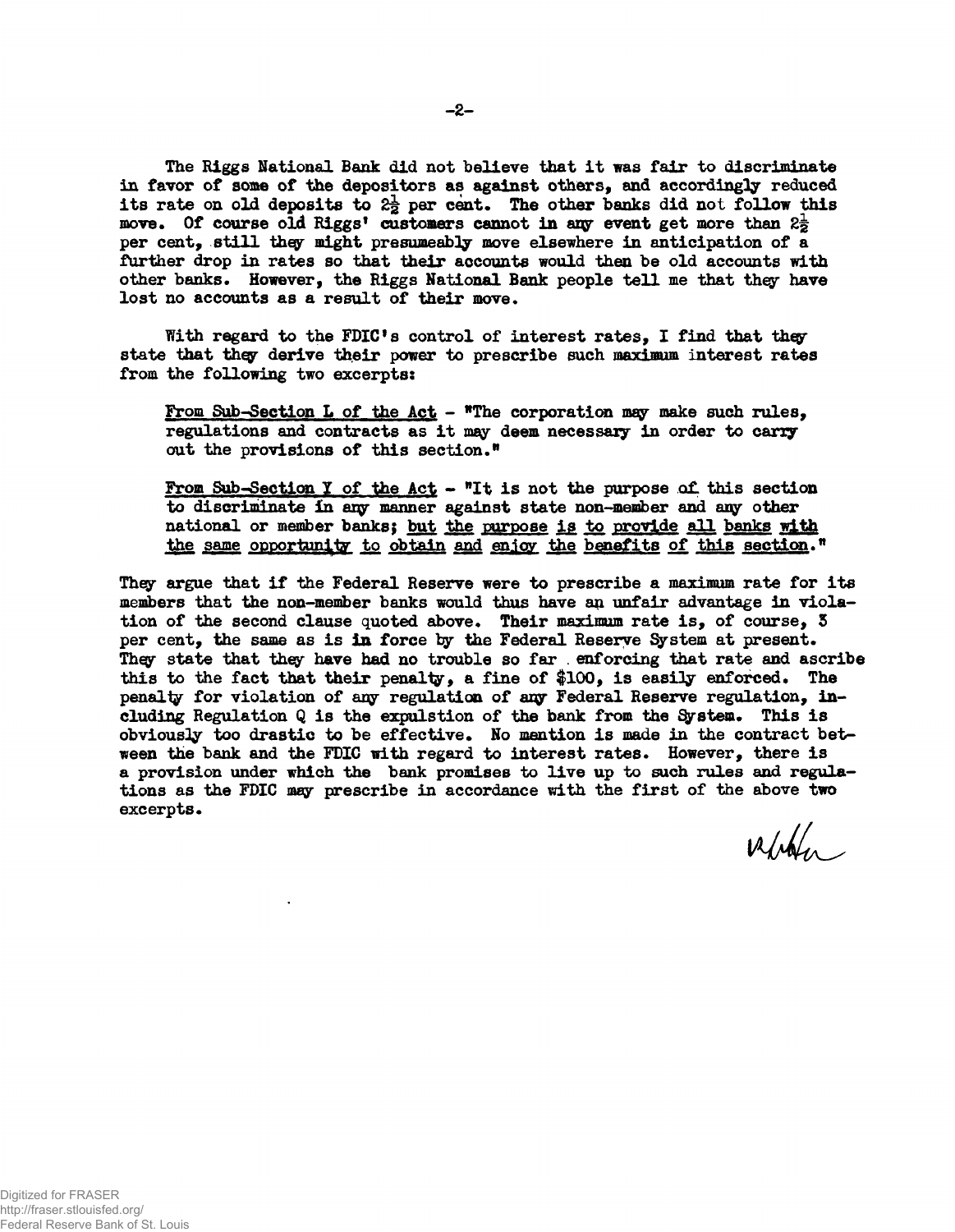The Riggs National Bank did not believe that it was fair to discriminate in favor of some of the depositors as against others, and accordingly reduced its rate on old deposits to 2½ per cent. The other banks did not follow this move. Of course old Riggs' customers cannot in any event get more than 2½ per cent, still they might presumeably move elsewhere in anticipation of a further drop in rates so that their accounts would then be old accounts with other banks. However, the Riggs National Bank people tell me that they have lost no accounts as a result of their move.

With regard to the FDIC's control of interest rates, I find that they state that they derive their power to prescribe such maximum interest rates from the following two excerpts:

> From Sub-Section L of the Act - "The corporation may make such rules, regulations and contracts as it may deem necessary in order to carry out the provisions of this section."
>
> From Sub-Section Y of the Act - "It is not the purpose of this section to discriminate in any manner against state non-member and any other national or member banks; but the purpose is to provide all banks with the same opportunity to obtain and enjoy the benefits of this section."

They argue that if the Federal Reserve were to prescribe a maximum rate for its members that the non-member banks would thus have an unfair advantage in violation of the second clause quoted above. Their maximum rate is, of course, 3 per cent, the same as is in force by the Federal Reserve System at present. They state that they have had no trouble so far enforcing that rate and ascribe this to the fact that their penalty, a fine of $100, is easily enforced. The penalty for violation of any regulation of any Federal Reserve regulation, including Regulation Q is the expulstion of the bank from the System. This is obviously too drastic to be effective. No mention is made in the contract between the bank and the FDIC with regard to interest rates. However, there is a provision under which the bank promises to live up to such rules and regulations as the FDIC may prescribe in accordance with the first of the above two excerpts.

*[signature]*